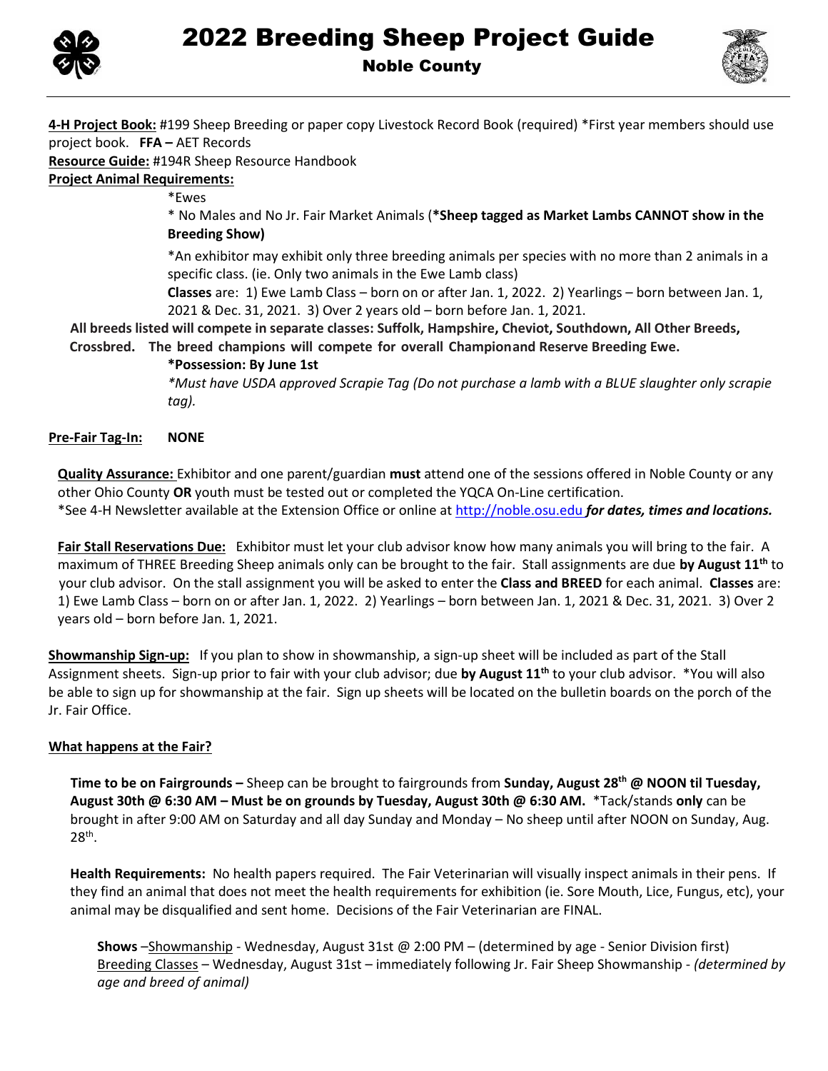# 2022 Breeding Sheep Project Guide

## Noble County

**4-H Project Book:** #199 Sheep Breeding or paper copy Livestock Record Book (required) *First year members should use project book. **FFA –** AET Records

**Resource Guide:** #194R Sheep Resource Handbook

**Project Animal Requirements:**

*Ewes

* No Males and No Jr. Fair Market Animals (**\*Sheep tagged as Market Lambs CANNOT show in the Breeding Show)**

*An exhibitor may exhibit only three breeding animals per species with no more than 2 animals in a specific class. (ie. Only two animals in the Ewe Lamb class)

**Classes** are: 1) Ewe Lamb Class – born on or after Jan. 1, 2022. 2) Yearlings – born between Jan. 1, 2021 & Dec. 31, 2021. 3) Over 2 years old – born before Jan. 1, 2021.

**All breeds listed will compete in separate classes: Suffolk, Hampshire, Cheviot, Southdown, All Other Breeds, Crossbred. The breed champions will compete for overall Champion and Reserve Breeding Ewe.**

**\*Possession: By June 1st**

*\*Must have USDA approved Scrapie Tag (Do not purchase a lamb with a BLUE slaughter only scrapie tag).*

**Pre-Fair Tag-In:** **NONE**

**Quality Assurance:** Exhibitor and one parent/guardian **must** attend one of the sessions offered in Noble County or any other Ohio County **OR** youth must be tested out or completed the YQCA On-Line certification.
*See 4-H Newsletter available at the Extension Office or online at http://noble.osu.edu ***for dates, times and locations.***

**Fair Stall Reservations Due:** Exhibitor must let your club advisor know how many animals you will bring to the fair. A maximum of THREE Breeding Sheep animals only can be brought to the fair. Stall assignments are due **by August 11th** to your club advisor. On the stall assignment you will be asked to enter the **Class and BREED** for each animal. **Classes** are: 1) Ewe Lamb Class – born on or after Jan. 1, 2022. 2) Yearlings – born between Jan. 1, 2021 & Dec. 31, 2021. 3) Over 2 years old – born before Jan. 1, 2021.

**Showmanship Sign-up:** If you plan to show in showmanship, a sign-up sheet will be included as part of the Stall Assignment sheets. Sign-up prior to fair with your club advisor; due **by August 11th** to your club advisor. *You will also be able to sign up for showmanship at the fair. Sign up sheets will be located on the bulletin boards on the porch of the Jr. Fair Office.

**What happens at the Fair?**

**Time to be on Fairgrounds –** Sheep can be brought to fairgrounds from **Sunday, August 28th @ NOON til Tuesday, August 30th @ 6:30 AM – Must be on grounds by Tuesday, August 30th @ 6:30 AM.** *Tack/stands **only** can be brought in after 9:00 AM on Saturday and all day Sunday and Monday – No sheep until after NOON on Sunday, Aug. 28th.

**Health Requirements:** No health papers required. The Fair Veterinarian will visually inspect animals in their pens. If they find an animal that does not meet the health requirements for exhibition (ie. Sore Mouth, Lice, Fungus, etc), your animal may be disqualified and sent home. Decisions of the Fair Veterinarian are FINAL.

**Shows** –Showmanship - Wednesday, August 31st @ 2:00 PM – (determined by age - Senior Division first)
Breeding Classes – Wednesday, August 31st – immediately following Jr. Fair Sheep Showmanship - *(determined by age and breed of animal)*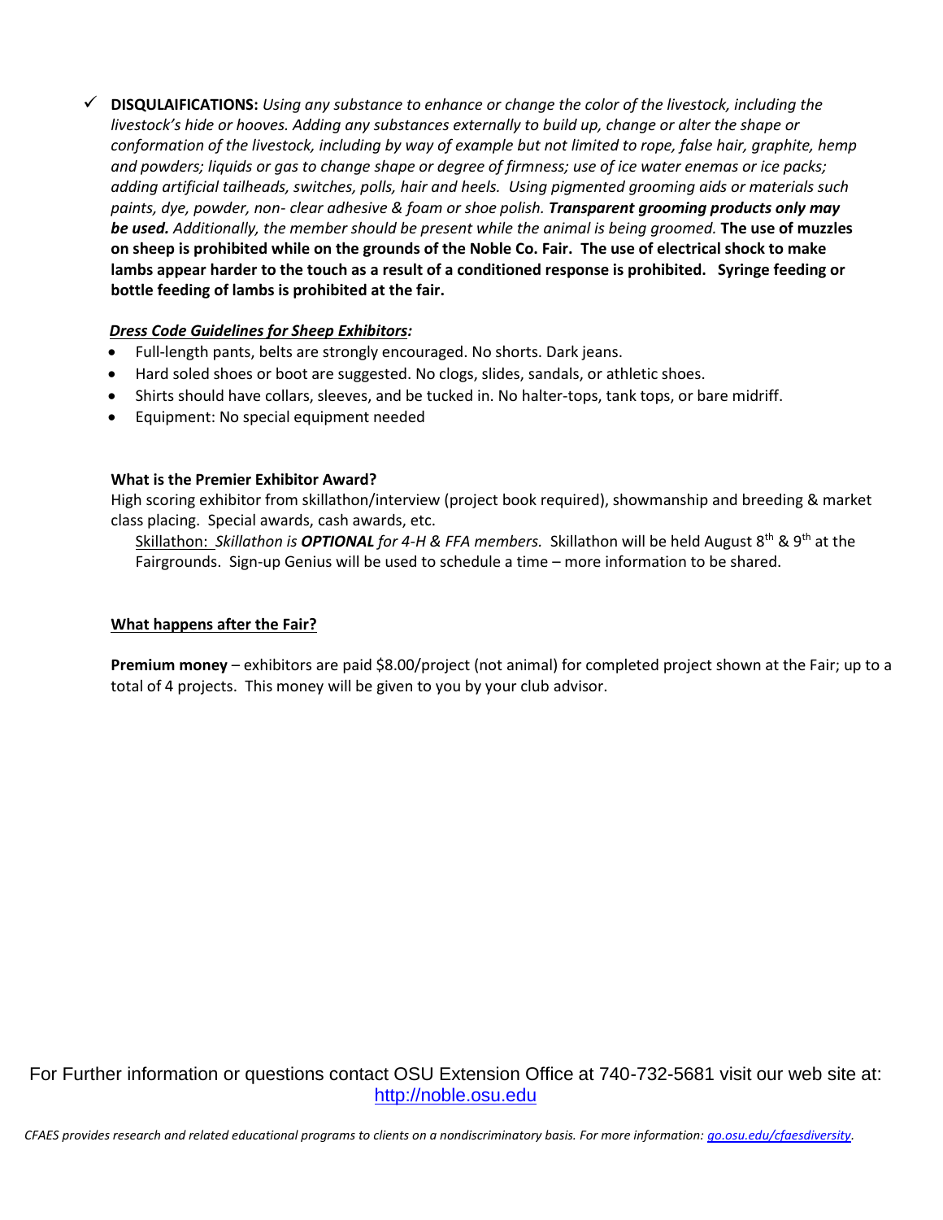- ✓ **DISQULAIFICATIONS:** *Using any substance to enhance or change the color of the livestock, including the livestock's hide or hooves. Adding any substances externally to build up, change or alter the shape or conformation of the livestock, including by way of example but not limited to rope, false hair, graphite, hemp and powders; liquids or gas to change shape or degree of firmness; use of ice water enemas or ice packs; adding artificial tailheads, switches, polls, hair and heels. Using pigmented grooming aids or materials such paints, dye, powder, non- clear adhesive & foam or shoe polish.* ***Transparent grooming products only may be used.*** *Additionally, the member should be present while the animal is being groomed.* **The use of muzzles on sheep is prohibited while on the grounds of the Noble Co. Fair. The use of electrical shock to make lambs appear harder to the touch as a result of a conditioned response is prohibited. Syringe feeding or bottle feeding of lambs is prohibited at the fair.**

***Dress Code Guidelines for Sheep Exhibitors:***

- Full-length pants, belts are strongly encouraged. No shorts. Dark jeans.
- Hard soled shoes or boot are suggested. No clogs, slides, sandals, or athletic shoes.
- Shirts should have collars, sleeves, and be tucked in. No halter-tops, tank tops, or bare midriff.
- Equipment: No special equipment needed

**What is the Premier Exhibitor Award?**

High scoring exhibitor from skillathon/interview (project book required), showmanship and breeding & market class placing. Special awards, cash awards, etc.

Skillathon: *Skillathon is* ***OPTIONAL*** *for 4-H & FFA members.* Skillathon will be held August 8th & 9th at the Fairgrounds. Sign-up Genius will be used to schedule a time – more information to be shared.

**What happens after the Fair?**

**Premium money** – exhibitors are paid $8.00/project (not animal) for completed project shown at the Fair; up to a total of 4 projects. This money will be given to you by your club advisor.

For Further information or questions contact OSU Extension Office at 740-732-5681 visit our web site at: http://noble.osu.edu

*CFAES provides research and related educational programs to clients on a nondiscriminatory basis. For more information: go.osu.edu/cfaesdiversity.*